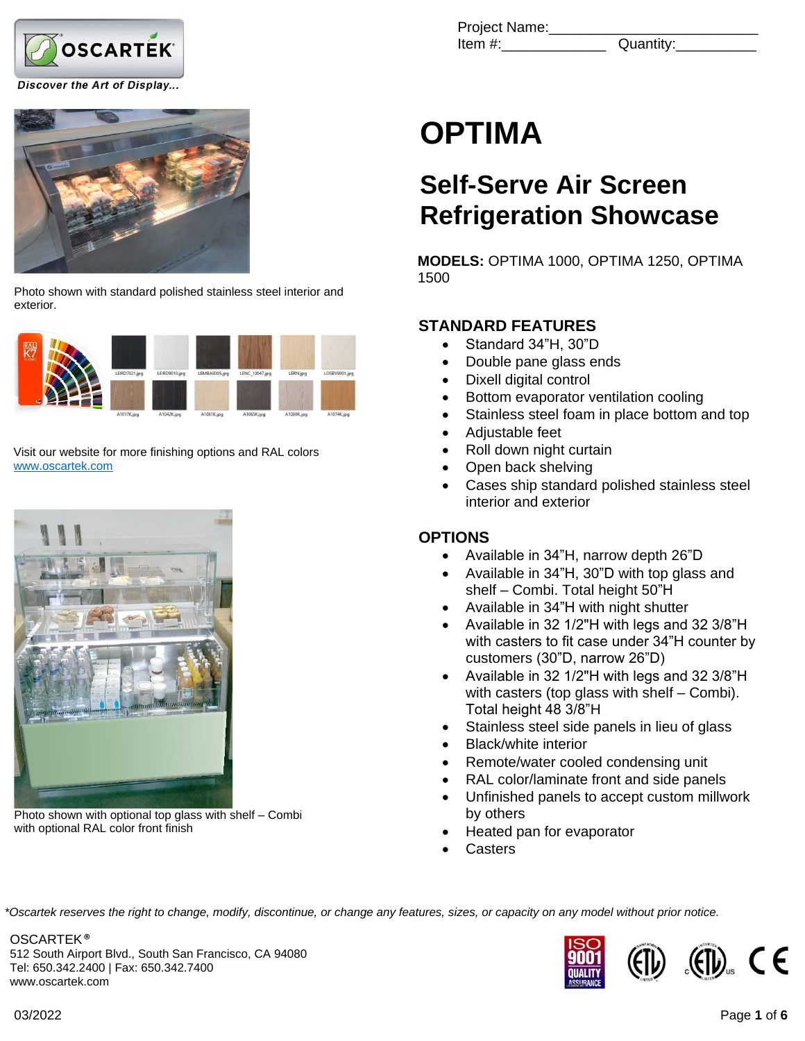OSCARTEK

Discover the Art of Display...

Project Name:\_\_\_\_\_\_\_\_\_\_\_\_\_\_\_\_\_\_\_\_\_\_\_\_\_\_
Item #:\_\_\_\_\_\_\_\_\_\_\_\_\_ Quantity:\_\_\_\_\_\_\_\_\_\_

# OPTIMA

## Self-Serve Air Screen Refrigeration Showcase

**MODELS:** OPTIMA 1000, OPTIMA 1250, OPTIMA 1500

Photo shown with standard polished stainless steel interior and exterior.

Visit our website for more finishing options and RAL colors
www.oscartek.com

Photo shown with optional top glass with shelf – Combi with optional RAL color front finish

### STANDARD FEATURES

- Standard 34"H, 30"D
- Double pane glass ends
- Dixell digital control
- Bottom evaporator ventilation cooling
- Stainless steel foam in place bottom and top
- Adjustable feet
- Roll down night curtain
- Open back shelving
- Cases ship standard polished stainless steel interior and exterior

### OPTIONS

- Available in 34"H, narrow depth 26"D
- Available in 34"H, 30"D with top glass and shelf – Combi. Total height 50"H
- Available in 34"H with night shutter
- Available in 32 1/2"H with legs and 32 3/8"H with casters to fit case under 34"H counter by customers (30"D, narrow 26"D)
- Available in 32 1/2"H with legs and 32 3/8"H with casters (top glass with shelf – Combi). Total height 48 3/8"H
- Stainless steel side panels in lieu of glass
- Black/white interior
- Remote/water cooled condensing unit
- RAL color/laminate front and side panels
- Unfinished panels to accept custom millwork by others
- Heated pan for evaporator
- Casters

*Oscartek reserves the right to change, modify, discontinue, or change any features, sizes, or capacity on any model without prior notice.*

OSCARTEK®
512 South Airport Blvd., South San Francisco, CA 94080
Tel: 650.342.2400 | Fax: 650.342.7400
www.oscartek.com

03/2022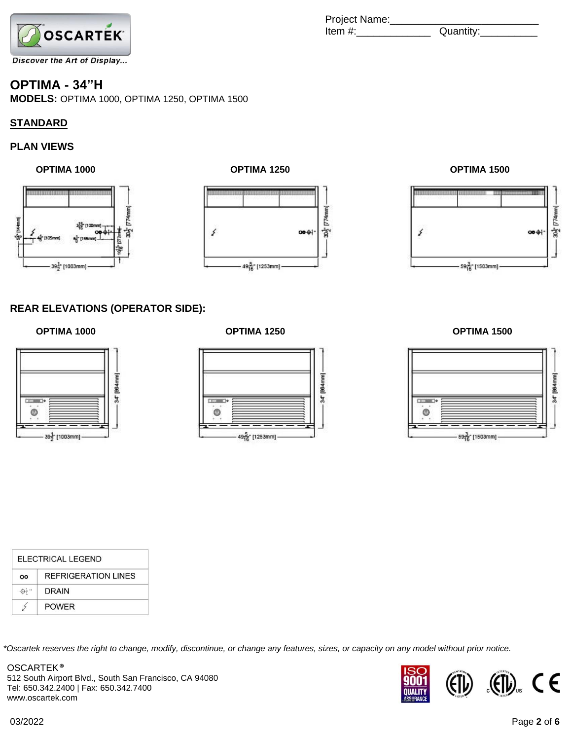Project Name:\_\_\_\_\_\_\_\_\_\_\_\_\_\_\_\_\_\_\_\_\_\_\_\_\_\_
Item #:\_\_\_\_\_\_\_\_\_\_\_\_\_\_ Quantity:\_\_\_\_\_\_\_\_\_\_\_

OSCARTEK

*Discover the Art of Display...*

# OPTIMA - 34"H

**MODELS:** OPTIMA 1000, OPTIMA 1250, OPTIMA 1500

## STANDARD

### PLAN VIEWS

**OPTIMA 1000**

3 15/16" [100mm]
5 11/16" [144mm]
4 1/8" [105mm]
6 1/8" [155mm]
10 11/16" [272mm]
30 1/2" [774mm]
39 1/2" [1003mm]

**OPTIMA 1250**

30 1/2" [774mm]
49 5/16" [1253mm]

**OPTIMA 1500**

30 1/2" [774mm]
59 3/16" [1503mm]

### REAR ELEVATIONS (OPERATOR SIDE):

**OPTIMA 1000**

34" [864mm]
39 1/2" [1003mm]

**OPTIMA 1250**

34" [864mm]
49 5/16" [1253mm]

**OPTIMA 1500**

34" [864mm]
59 3/16" [1503mm]

| ELECTRICAL LEGEND | |
|---|---|
| oo | REFRIGERATION LINES |
| ⌀1" | DRAIN |
| ⚡ | POWER |

*\*Oscartek reserves the right to change, modify, discontinue, or change any features, sizes, or capacity on any model without prior notice.*

OSCARTEK®
512 South Airport Blvd., South San Francisco, CA 94080
Tel: 650.342.2400 | Fax: 650.342.7400
www.oscartek.com

03/2022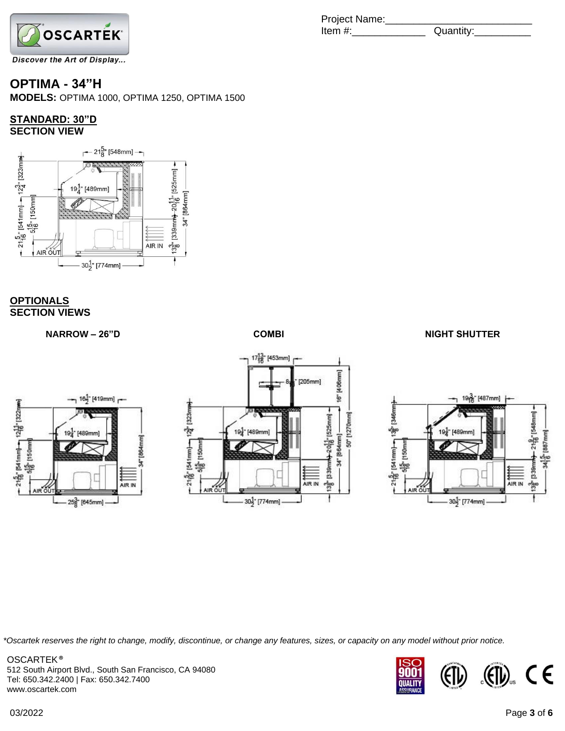Project Name:_________________________
Item #:_____________ Quantity:__________

# OPTIMA - 34"H

**MODELS:** OPTIMA 1000, OPTIMA 1250, OPTIMA 1500

## STANDARD: 30"D
## SECTION VIEW

## OPTIONALS
## SECTION VIEWS

**NARROW – 26"D**

**COMBI**

**NIGHT SHUTTER**

*Oscartek reserves the right to change, modify, discontinue, or change any features, sizes, or capacity on any model without prior notice.

OSCARTEK®
512 South Airport Blvd., South San Francisco, CA 94080
Tel: 650.342.2400 | Fax: 650.342.7400
www.oscartek.com

03/2022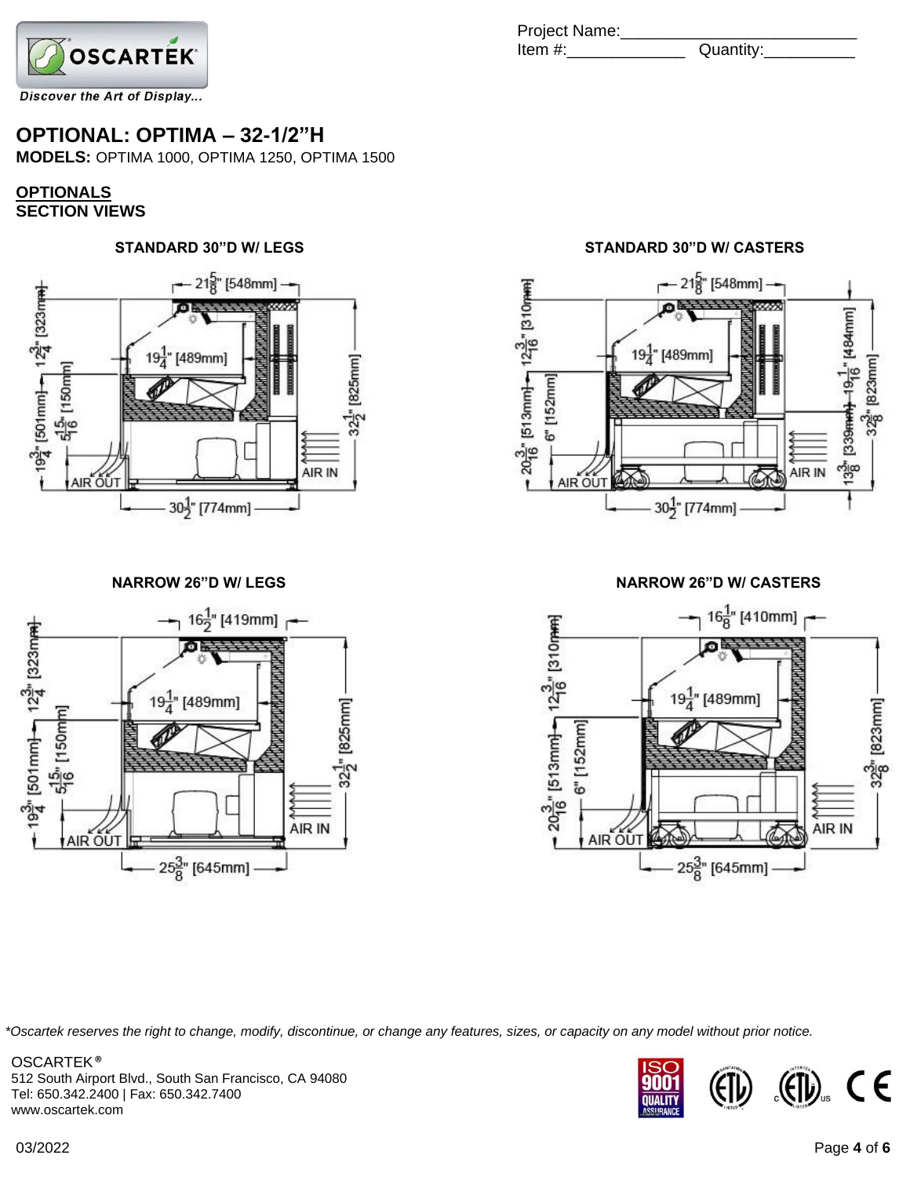Project Name:________________________

Item #:_____________ Quantity:__________

# OPTIONAL: OPTIMA – 32-1/2"H

**MODELS:** OPTIMA 1000, OPTIMA 1250, OPTIMA 1500

**OPTIONALS**

**SECTION VIEWS**

### STANDARD 30"D W/ LEGS

21 5/8" [548mm]
19 1/4" [489mm]
12 3/4" [323mm]
19 3/4" [501mm]
5 15/16" [150mm]
32 1/2" [825mm]
AIR OUT
AIR IN
30 1/2" [774mm]

### STANDARD 30"D W/ CASTERS

21 5/8" [548mm]
19 1/4" [489mm]
12 3/16" [310mm]
20 3/16" [513mm]
6" [152mm]
19 1/16" [484mm]
13 3/8" [339mm]
32 3/8" [823mm]
AIR OUT
AIR IN
30 1/2" [774mm]

### NARROW 26"D W/ LEGS

16 1/2" [419mm]
19 1/4" [489mm]
12 3/4" [323mm]
19 3/4" [501mm]
5 15/16" [150mm]
32 1/2" [825mm]
AIR OUT
AIR IN
25 3/8" [645mm]

### NARROW 26"D W/ CASTERS

16 1/8" [410mm]
19 1/4" [489mm]
12 3/16" [310mm]
20 3/16" [513mm]
6" [152mm]
32 3/8" [823mm]
AIR OUT
AIR IN
25 3/8" [645mm]

*Oscartek reserves the right to change, modify, discontinue, or change any features, sizes, or capacity on any model without prior notice.*

OSCARTEK®
512 South Airport Blvd., South San Francisco, CA 94080
Tel: 650.342.2400 | Fax: 650.342.7400
www.oscartek.com

03/2022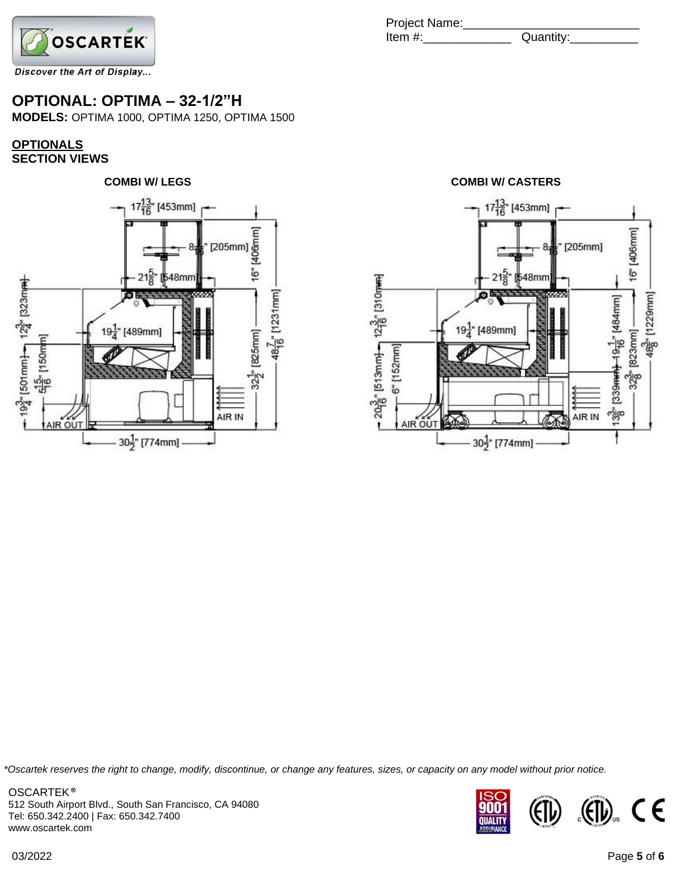Project Name:________________________
Item #:_____________ Quantity:__________

# OPTIONAL: OPTIMA – 32-1/2"H

**MODELS:** OPTIMA 1000, OPTIMA 1250, OPTIMA 1500

## OPTIONALS
## SECTION VIEWS

**COMBI W/ LEGS**

17-13/16" [453mm]
8-1/16" [205mm]
16" [406mm]
21-5/8" [548mm]
12-3/4" [323mm]
19-1/4" [489mm]
5-15/16" [150mm]
19-3/4" [501mm]
32-1/2" [825mm]
48-7/16" [1231mm]
AIR OUT
AIR IN
30-1/2" [774mm]

**COMBI W/ CASTERS**

17-13/16" [453mm]
8-1/16" [205mm]
16" [406mm]
21-5/8" [548mm]
12-3/16" [310mm]
19-1/4" [489mm]
6" [152mm]
20-3/16" [513mm]
19-1/16" [484mm]
13-3/8" [339mm]
32-3/8" [823mm]
48-3/8" [1229mm]
AIR OUT
AIR IN
30-1/2" [774mm]

*Oscartek reserves the right to change, modify, discontinue, or change any features, sizes, or capacity on any model without prior notice.*

OSCARTEK®
512 South Airport Blvd., South San Francisco, CA 94080
Tel: 650.342.2400 | Fax: 650.342.7400
www.oscartek.com

03/2022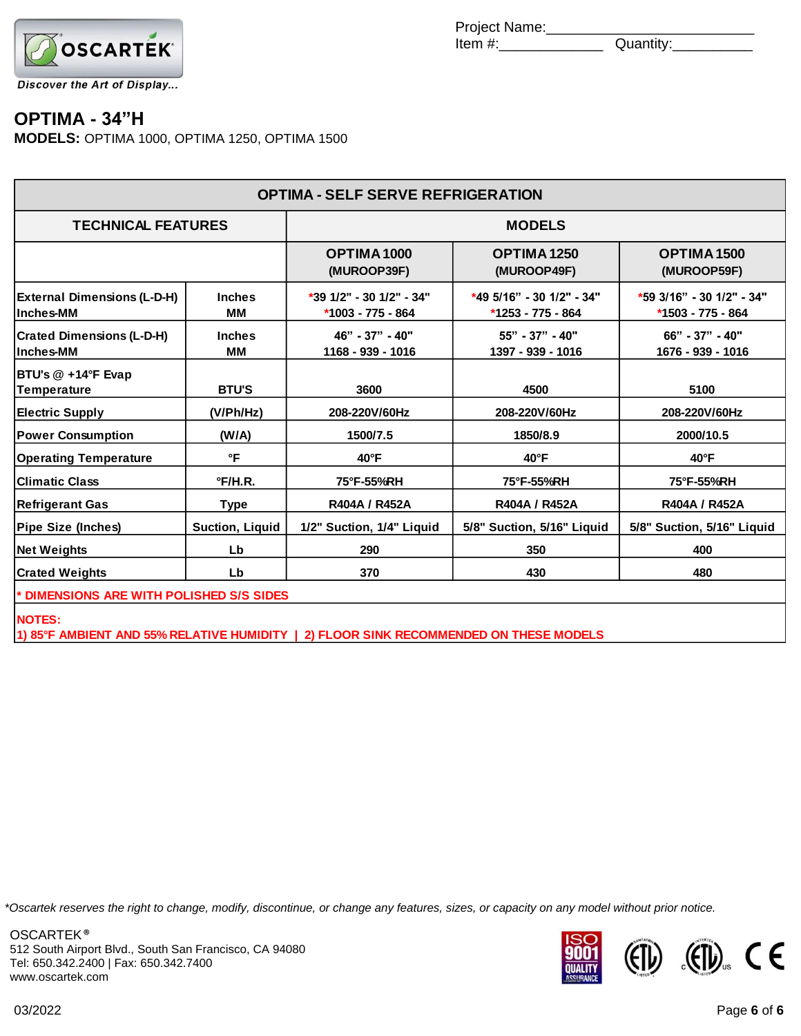Discover the Art of Display...

Project Name:________________________
Item #:_____________ Quantity:__________

# OPTIMA - 34”H

**MODELS:** OPTIMA 1000, OPTIMA 1250, OPTIMA 1500

| OPTIMA - SELF SERVE REFRIGERATION | | | | |
|---|---|---|---|---|
| **TECHNICAL FEATURES** | | **MODELS** | | |
| | | **OPTIMA 1000 (MUROOP39F)** | **OPTIMA 1250 (MUROOP49F)** | **OPTIMA 1500 (MUROOP59F)** |
| External Dimensions (L-D-H) Inches-MM | Inches MM | *39 1/2" - 30 1/2" - 34" *1003 - 775 - 864 | *49 5/16” - 30 1/2" - 34" *1253 - 775 - 864 | *59 3/16” - 30 1/2" - 34" *1503 - 775 - 864 |
| Crated Dimensions (L-D-H) Inches-MM | Inches MM | 46” - 37” - 40" 1168 - 939 - 1016 | 55” - 37” - 40" 1397 - 939 - 1016 | 66” - 37” - 40" 1676 - 939 - 1016 |
| BTU's @ +14°F Evap Temperature | BTU'S | 3600 | 4500 | 5100 |
| Electric Supply | (V/Ph/Hz) | 208-220V/60Hz | 208-220V/60Hz | 208-220V/60Hz |
| Power Consumption | (W/A) | 1500/7.5 | 1850/8.9 | 2000/10.5 |
| Operating Temperature | °F | 40°F | 40°F | 40°F |
| Climatic Class | °F/H.R. | 75°F-55%RH | 75°F-55%RH | 75°F-55%RH |
| Refrigerant Gas | Type | R404A / R452A | R404A / R452A | R404A / R452A |
| Pipe Size (Inches) | Suction, Liquid | 1/2" Suction, 1/4" Liquid | 5/8" Suction, 5/16" Liquid | 5/8" Suction, 5/16" Liquid |
| Net Weights | Lb | 290 | 350 | 400 |
| Crated Weights | Lb | 370 | 430 | 480 |

* DIMENSIONS ARE WITH POLISHED S/S SIDES

NOTES:
1) 85°F AMBIENT AND 55% RELATIVE HUMIDITY | 2) FLOOR SINK RECOMMENDED ON THESE MODELS

*\*Oscartek reserves the right to change, modify, discontinue, or change any features, sizes, or capacity on any model without prior notice.*

OSCARTEK®
512 South Airport Blvd., South San Francisco, CA 94080
Tel: 650.342.2400 | Fax: 650.342.7400
www.oscartek.com

03/2022